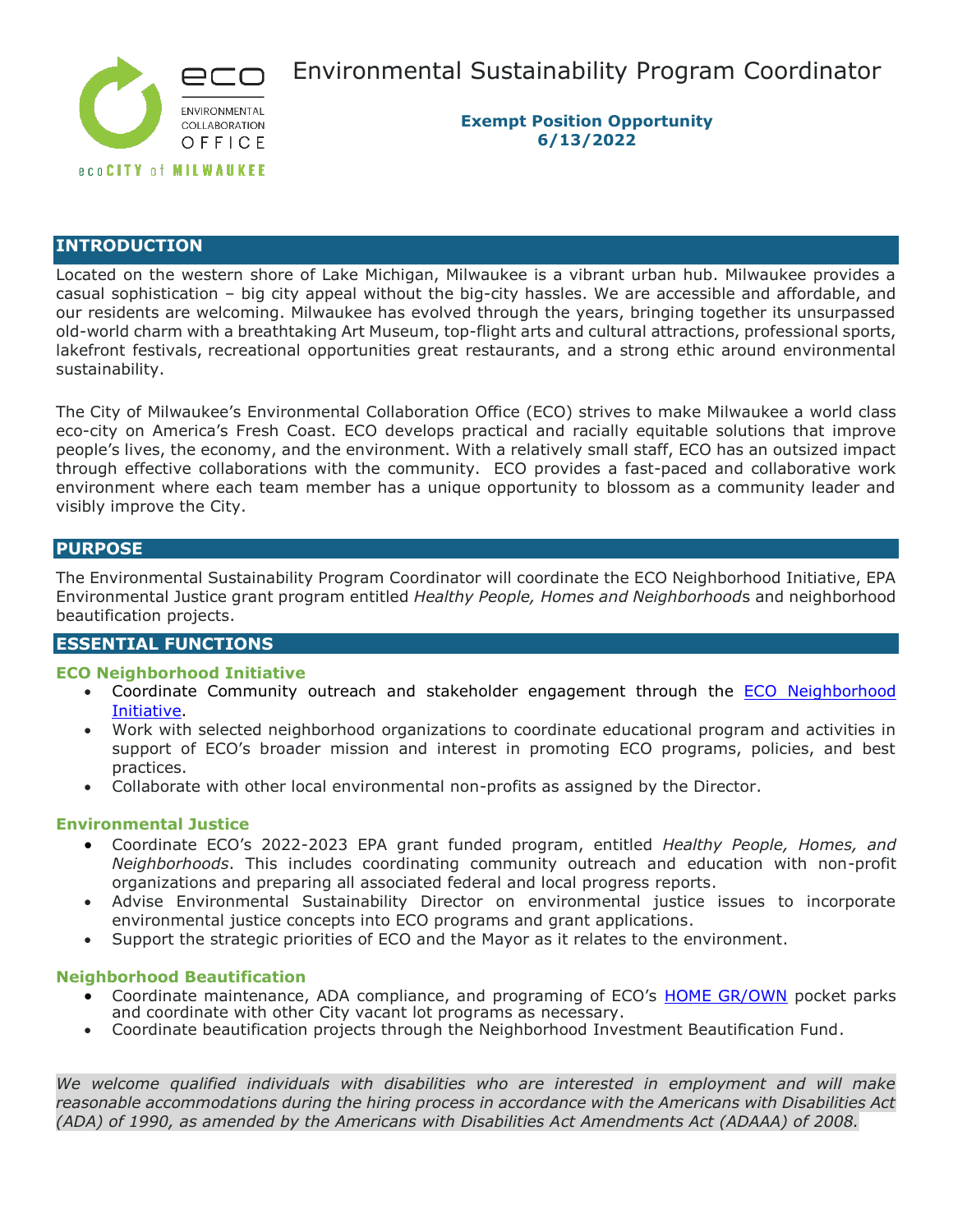ECO
ENVIRONMENTAL COLLABORATION OFFICE
ecoCITY of MILWAUKEE

# Environmental Sustainability Program Coordinator

**Exempt Position Opportunity**
**6/13/2022**

## INTRODUCTION

Located on the western shore of Lake Michigan, Milwaukee is a vibrant urban hub. Milwaukee provides a casual sophistication – big city appeal without the big-city hassles. We are accessible and affordable, and our residents are welcoming. Milwaukee has evolved through the years, bringing together its unsurpassed old-world charm with a breathtaking Art Museum, top-flight arts and cultural attractions, professional sports, lakefront festivals, recreational opportunities great restaurants, and a strong ethic around environmental sustainability.

The City of Milwaukee's Environmental Collaboration Office (ECO) strives to make Milwaukee a world class eco-city on America's Fresh Coast. ECO develops practical and racially equitable solutions that improve people's lives, the economy, and the environment. With a relatively small staff, ECO has an outsized impact through effective collaborations with the community. ECO provides a fast-paced and collaborative work environment where each team member has a unique opportunity to blossom as a community leader and visibly improve the City.

## PURPOSE

The Environmental Sustainability Program Coordinator will coordinate the ECO Neighborhood Initiative, EPA Environmental Justice grant program entitled *Healthy People, Homes and Neighborhoods* and neighborhood beautification projects.

## ESSENTIAL FUNCTIONS

### ECO Neighborhood Initiative

- Coordinate Community outreach and stakeholder engagement through the ECO Neighborhood Initiative.
- Work with selected neighborhood organizations to coordinate educational program and activities in support of ECO's broader mission and interest in promoting ECO programs, policies, and best practices.
- Collaborate with other local environmental non-profits as assigned by the Director.

### Environmental Justice

- Coordinate ECO's 2022-2023 EPA grant funded program, entitled *Healthy People, Homes, and Neighborhoods*. This includes coordinating community outreach and education with non-profit organizations and preparing all associated federal and local progress reports.
- Advise Environmental Sustainability Director on environmental justice issues to incorporate environmental justice concepts into ECO programs and grant applications.
- Support the strategic priorities of ECO and the Mayor as it relates to the environment.

### Neighborhood Beautification

- Coordinate maintenance, ADA compliance, and programing of ECO's HOME GR/OWN pocket parks and coordinate with other City vacant lot programs as necessary.
- Coordinate beautification projects through the Neighborhood Investment Beautification Fund.

*We welcome qualified individuals with disabilities who are interested in employment and will make reasonable accommodations during the hiring process in accordance with the Americans with Disabilities Act (ADA) of 1990, as amended by the Americans with Disabilities Act Amendments Act (ADAAA) of 2008.*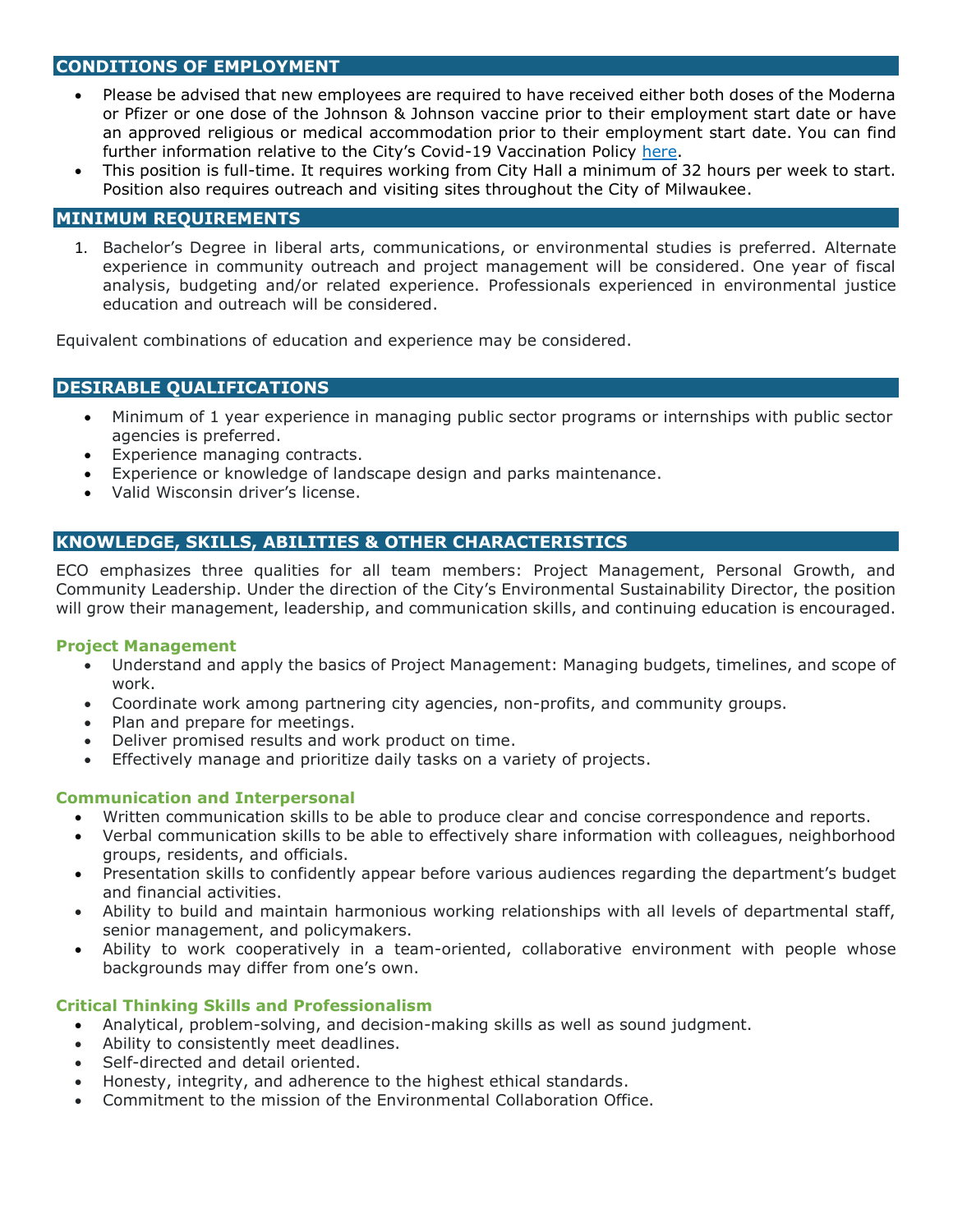## CONDITIONS OF EMPLOYMENT

- Please be advised that new employees are required to have received either both doses of the Moderna or Pfizer or one dose of the Johnson & Johnson vaccine prior to their employment start date or have an approved religious or medical accommodation prior to their employment start date. You can find further information relative to the City's Covid-19 Vaccination Policy here.
- This position is full-time. It requires working from City Hall a minimum of 32 hours per week to start. Position also requires outreach and visiting sites throughout the City of Milwaukee.

## MINIMUM REQUIREMENTS

1. Bachelor's Degree in liberal arts, communications, or environmental studies is preferred. Alternate experience in community outreach and project management will be considered. One year of fiscal analysis, budgeting and/or related experience. Professionals experienced in environmental justice education and outreach will be considered.

Equivalent combinations of education and experience may be considered.

## DESIRABLE QUALIFICATIONS

- Minimum of 1 year experience in managing public sector programs or internships with public sector agencies is preferred.
- Experience managing contracts.
- Experience or knowledge of landscape design and parks maintenance.
- Valid Wisconsin driver's license.

## KNOWLEDGE, SKILLS, ABILITIES & OTHER CHARACTERISTICS

ECO emphasizes three qualities for all team members: Project Management, Personal Growth, and Community Leadership. Under the direction of the City's Environmental Sustainability Director, the position will grow their management, leadership, and communication skills, and continuing education is encouraged.

### Project Management

- Understand and apply the basics of Project Management: Managing budgets, timelines, and scope of work.
- Coordinate work among partnering city agencies, non-profits, and community groups.
- Plan and prepare for meetings.
- Deliver promised results and work product on time.
- Effectively manage and prioritize daily tasks on a variety of projects.

### Communication and Interpersonal

- Written communication skills to be able to produce clear and concise correspondence and reports.
- Verbal communication skills to be able to effectively share information with colleagues, neighborhood groups, residents, and officials.
- Presentation skills to confidently appear before various audiences regarding the department's budget and financial activities.
- Ability to build and maintain harmonious working relationships with all levels of departmental staff, senior management, and policymakers.
- Ability to work cooperatively in a team-oriented, collaborative environment with people whose backgrounds may differ from one's own.

### Critical Thinking Skills and Professionalism

- Analytical, problem-solving, and decision-making skills as well as sound judgment.
- Ability to consistently meet deadlines.
- Self-directed and detail oriented.
- Honesty, integrity, and adherence to the highest ethical standards.
- Commitment to the mission of the Environmental Collaboration Office.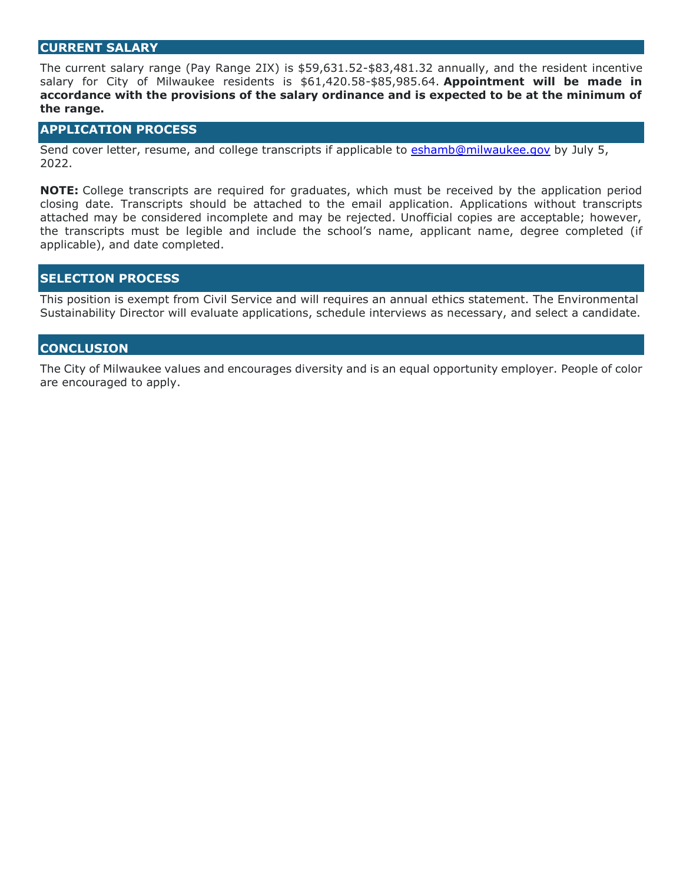## CURRENT SALARY

The current salary range (Pay Range 2IX) is $59,631.52-$83,481.32 annually, and the resident incentive salary for City of Milwaukee residents is $61,420.58-$85,985.64. **Appointment will be made in accordance with the provisions of the salary ordinance and is expected to be at the minimum of the range.**

## APPLICATION PROCESS

Send cover letter, resume, and college transcripts if applicable to eshamb@milwaukee.gov by July 5, 2022.

**NOTE:** College transcripts are required for graduates, which must be received by the application period closing date. Transcripts should be attached to the email application. Applications without transcripts attached may be considered incomplete and may be rejected. Unofficial copies are acceptable; however, the transcripts must be legible and include the school's name, applicant name, degree completed (if applicable), and date completed.

## SELECTION PROCESS

This position is exempt from Civil Service and will requires an annual ethics statement. The Environmental Sustainability Director will evaluate applications, schedule interviews as necessary, and select a candidate.

## CONCLUSION

The City of Milwaukee values and encourages diversity and is an equal opportunity employer. People of color are encouraged to apply.